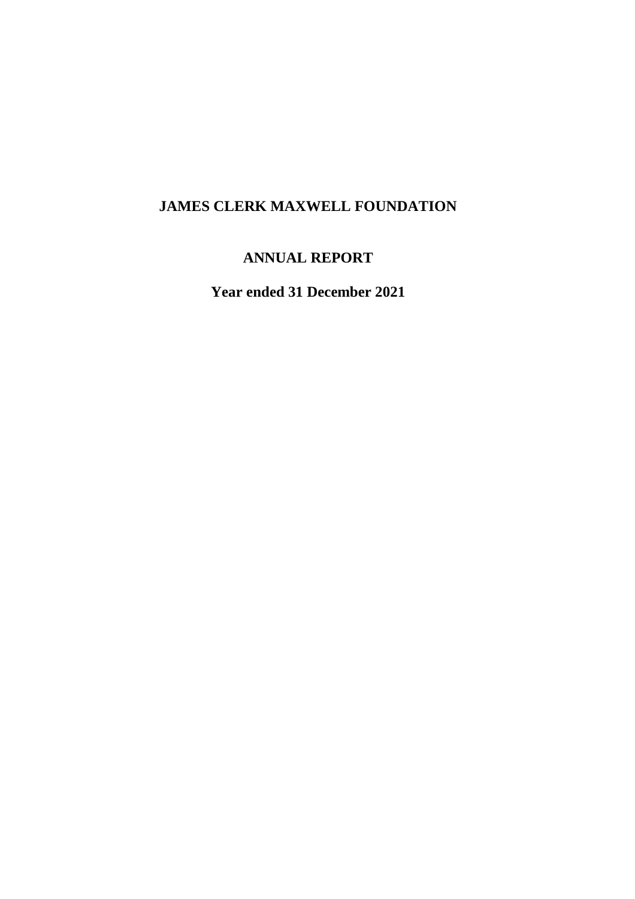# JAMES CLERK MAXWELL FOUNDATION

## ANNUAL REPORT

### Year ended 31 December 2021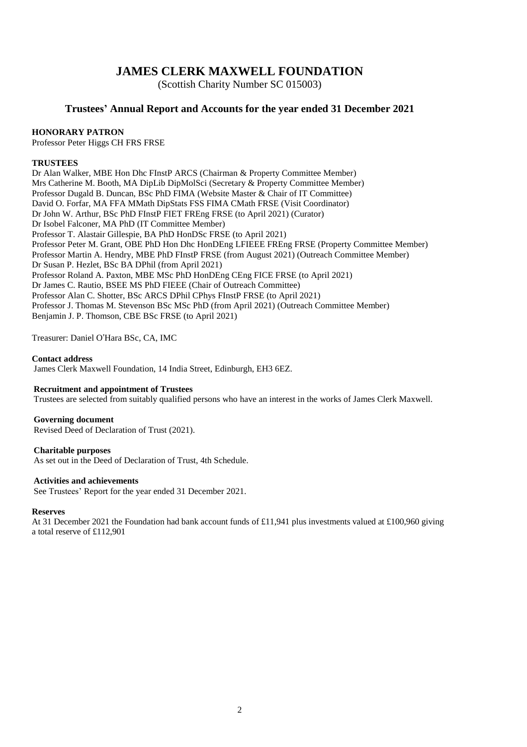# JAMES CLERK MAXWELL FOUNDATION

(Scottish Charity Number SC 015003)

## Trustees' Annual Report and Accounts for the year ended 31 December 2021

**HONORARY PATRON**

Professor Peter Higgs CH FRS FRSE

**TRUSTEES**

Dr Alan Walker, MBE Hon Dhc FInstP ARCS (Chairman & Property Committee Member)
Mrs Catherine M. Booth, MA DipLib DipMolSci (Secretary & Property Committee Member)
Professor Dugald B. Duncan, BSc PhD FIMA (Website Master & Chair of IT Committee)
David O. Forfar, MA FFA MMath DipStats FSS FIMA CMath FRSE (Visit Coordinator)
Dr John W. Arthur, BSc PhD FInstP FIET FREng FRSE (to April 2021) (Curator)
Dr Isobel Falconer, MA PhD (IT Committee Member)
Professor T. Alastair Gillespie, BA PhD HonDSc FRSE (to April 2021)
Professor Peter M. Grant, OBE PhD Hon Dhc HonDEng LFIEEE FREng FRSE (Property Committee Member)
Professor Martin A. Hendry, MBE PhD FInstP FRSE (from August 2021) (Outreach Committee Member)
Dr Susan P. Hezlet, BSc BA DPhil (from April 2021)
Professor Roland A. Paxton, MBE MSc PhD HonDEng CEng FICE FRSE (to April 2021)
Dr James C. Rautio, BSEE MS PhD FIEEE (Chair of Outreach Committee)
Professor Alan C. Shotter, BSc ARCS DPhil CPhys FInstP FRSE (to April 2021)
Professor J. Thomas M. Stevenson BSc MSc PhD (from April 2021) (Outreach Committee Member)
Benjamin J. P. Thomson, CBE BSc FRSE (to April 2021)

Treasurer: Daniel O'Hara BSc, CA, IMC

**Contact address**

James Clerk Maxwell Foundation, 14 India Street, Edinburgh, EH3 6EZ.

**Recruitment and appointment of Trustees**

Trustees are selected from suitably qualified persons who have an interest in the works of James Clerk Maxwell.

**Governing document**

Revised Deed of Declaration of Trust (2021).

**Charitable purposes**

As set out in the Deed of Declaration of Trust, 4th Schedule.

**Activities and achievements**

See Trustees' Report for the year ended 31 December 2021.

**Reserves**

At 31 December 2021 the Foundation had bank account funds of £11,941 plus investments valued at £100,960 giving a total reserve of £112,901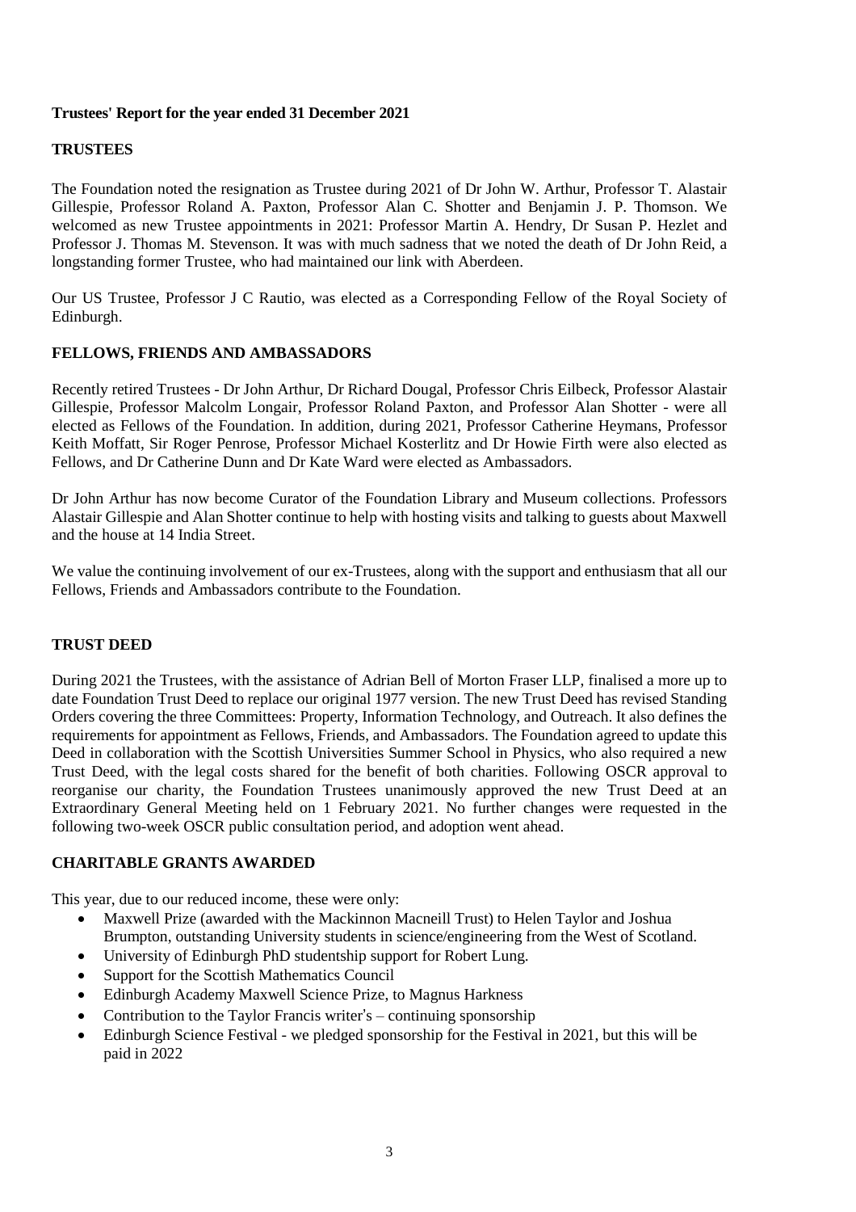**Trustees' Report for the year ended 31 December 2021**

**TRUSTEES**

The Foundation noted the resignation as Trustee during 2021 of Dr John W. Arthur, Professor T. Alastair Gillespie, Professor Roland A. Paxton, Professor Alan C. Shotter and Benjamin J. P. Thomson. We welcomed as new Trustee appointments in 2021: Professor Martin A. Hendry, Dr Susan P. Hezlet and Professor J. Thomas M. Stevenson. It was with much sadness that we noted the death of Dr John Reid, a longstanding former Trustee, who had maintained our link with Aberdeen.

Our US Trustee, Professor J C Rautio, was elected as a Corresponding Fellow of the Royal Society of Edinburgh.

**FELLOWS, FRIENDS AND AMBASSADORS**

Recently retired Trustees - Dr John Arthur, Dr Richard Dougal, Professor Chris Eilbeck, Professor Alastair Gillespie, Professor Malcolm Longair, Professor Roland Paxton, and Professor Alan Shotter - were all elected as Fellows of the Foundation. In addition, during 2021, Professor Catherine Heymans, Professor Keith Moffatt, Sir Roger Penrose, Professor Michael Kosterlitz and Dr Howie Firth were also elected as Fellows, and Dr Catherine Dunn and Dr Kate Ward were elected as Ambassadors.

Dr John Arthur has now become Curator of the Foundation Library and Museum collections. Professors Alastair Gillespie and Alan Shotter continue to help with hosting visits and talking to guests about Maxwell and the house at 14 India Street.

We value the continuing involvement of our ex-Trustees, along with the support and enthusiasm that all our Fellows, Friends and Ambassadors contribute to the Foundation.

**TRUST DEED**

During 2021 the Trustees, with the assistance of Adrian Bell of Morton Fraser LLP, finalised a more up to date Foundation Trust Deed to replace our original 1977 version. The new Trust Deed has revised Standing Orders covering the three Committees: Property, Information Technology, and Outreach. It also defines the requirements for appointment as Fellows, Friends, and Ambassadors. The Foundation agreed to update this Deed in collaboration with the Scottish Universities Summer School in Physics, who also required a new Trust Deed, with the legal costs shared for the benefit of both charities. Following OSCR approval to reorganise our charity, the Foundation Trustees unanimously approved the new Trust Deed at an Extraordinary General Meeting held on 1 February 2021. No further changes were requested in the following two-week OSCR public consultation period, and adoption went ahead.

**CHARITABLE GRANTS AWARDED**

This year, due to our reduced income, these were only:

- Maxwell Prize (awarded with the Mackinnon Macneill Trust) to Helen Taylor and Joshua Brumpton, outstanding University students in science/engineering from the West of Scotland.
- University of Edinburgh PhD studentship support for Robert Lung.
- Support for the Scottish Mathematics Council
- Edinburgh Academy Maxwell Science Prize, to Magnus Harkness
- Contribution to the Taylor Francis writer's – continuing sponsorship
- Edinburgh Science Festival - we pledged sponsorship for the Festival in 2021, but this will be paid in 2022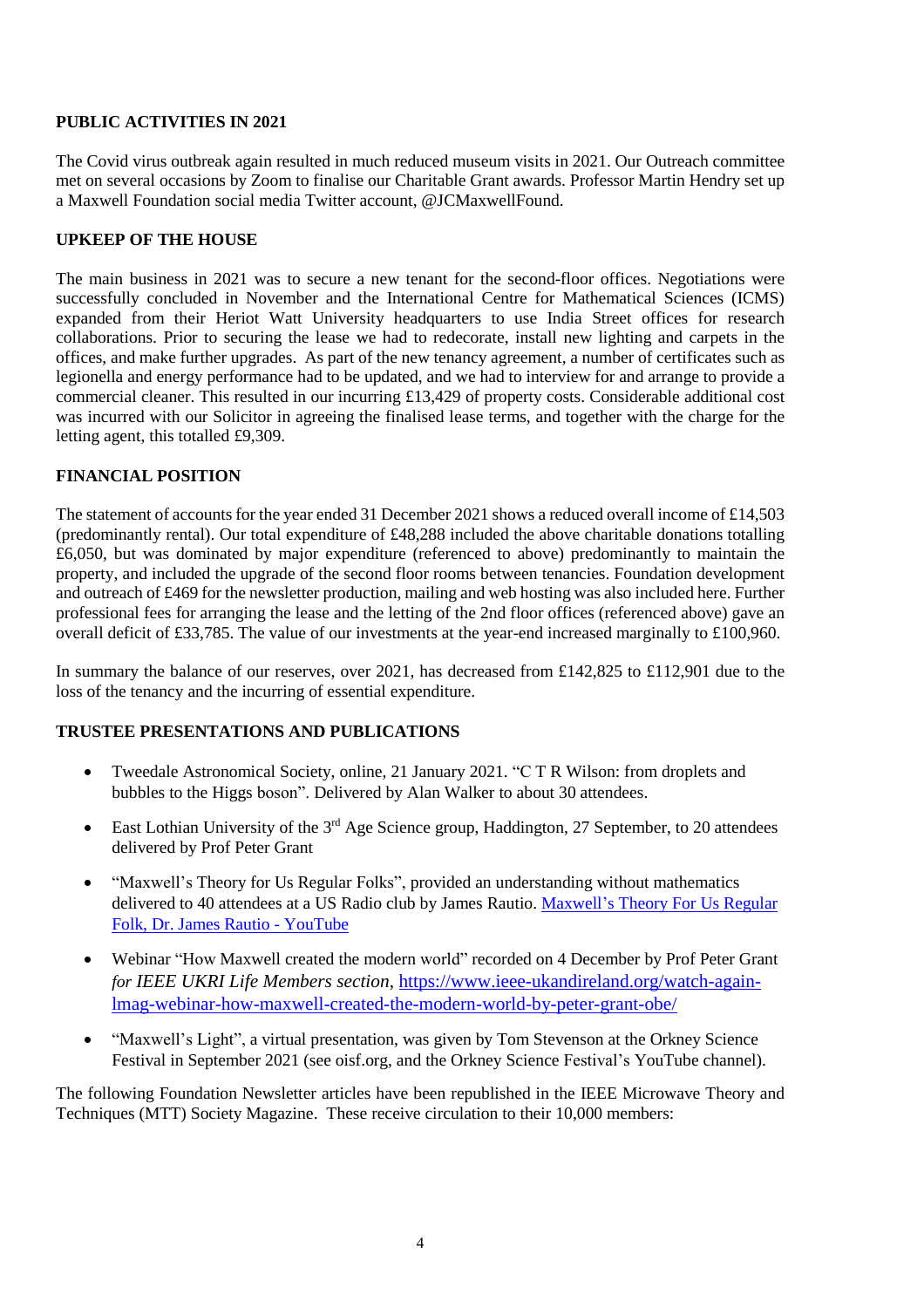## PUBLIC ACTIVITIES IN 2021

The Covid virus outbreak again resulted in much reduced museum visits in 2021. Our Outreach committee met on several occasions by Zoom to finalise our Charitable Grant awards. Professor Martin Hendry set up a Maxwell Foundation social media Twitter account, @JCMaxwellFound.

## UPKEEP OF THE HOUSE

The main business in 2021 was to secure a new tenant for the second-floor offices. Negotiations were successfully concluded in November and the International Centre for Mathematical Sciences (ICMS) expanded from their Heriot Watt University headquarters to use India Street offices for research collaborations. Prior to securing the lease we had to redecorate, install new lighting and carpets in the offices, and make further upgrades. As part of the new tenancy agreement, a number of certificates such as legionella and energy performance had to be updated, and we had to interview for and arrange to provide a commercial cleaner. This resulted in our incurring £13,429 of property costs. Considerable additional cost was incurred with our Solicitor in agreeing the finalised lease terms, and together with the charge for the letting agent, this totalled £9,309.

## FINANCIAL POSITION

The statement of accounts for the year ended 31 December 2021 shows a reduced overall income of £14,503 (predominantly rental). Our total expenditure of £48,288 included the above charitable donations totalling £6,050, but was dominated by major expenditure (referenced to above) predominantly to maintain the property, and included the upgrade of the second floor rooms between tenancies. Foundation development and outreach of £469 for the newsletter production, mailing and web hosting was also included here. Further professional fees for arranging the lease and the letting of the 2nd floor offices (referenced above) gave an overall deficit of £33,785. The value of our investments at the year-end increased marginally to £100,960.

In summary the balance of our reserves, over 2021, has decreased from £142,825 to £112,901 due to the loss of the tenancy and the incurring of essential expenditure.

## TRUSTEE PRESENTATIONS AND PUBLICATIONS

- Tweedale Astronomical Society, online, 21 January 2021. "C T R Wilson: from droplets and bubbles to the Higgs boson". Delivered by Alan Walker to about 30 attendees.
- East Lothian University of the 3rd Age Science group, Haddington, 27 September, to 20 attendees delivered by Prof Peter Grant
- "Maxwell's Theory for Us Regular Folks", provided an understanding without mathematics delivered to 40 attendees at a US Radio club by James Rautio. [Maxwell's Theory For Us Regular Folk, Dr. James Rautio - YouTube]
- Webinar "How Maxwell created the modern world" recorded on 4 December by Prof Peter Grant *for IEEE UKRI Life Members section*, https://www.ieee-ukandireland.org/watch-again-lmag-webinar-how-maxwell-created-the-modern-world-by-peter-grant-obe/
- "Maxwell's Light", a virtual presentation, was given by Tom Stevenson at the Orkney Science Festival in September 2021 (see oisf.org, and the Orkney Science Festival's YouTube channel).

The following Foundation Newsletter articles have been republished in the IEEE Microwave Theory and Techniques (MTT) Society Magazine. These receive circulation to their 10,000 members: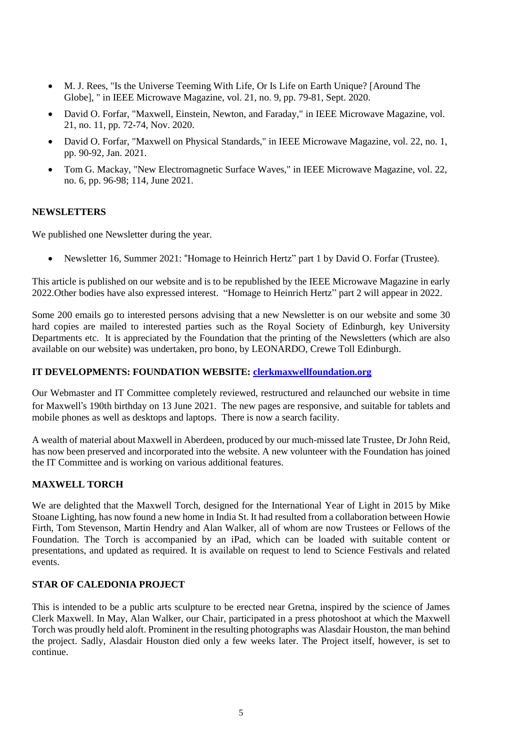- M. J. Rees, "Is the Universe Teeming With Life, Or Is Life on Earth Unique? [Around The Globe], " in IEEE Microwave Magazine, vol. 21, no. 9, pp. 79-81, Sept. 2020.
- David O. Forfar, "Maxwell, Einstein, Newton, and Faraday," in IEEE Microwave Magazine, vol. 21, no. 11, pp. 72-74, Nov. 2020.
- David O. Forfar, "Maxwell on Physical Standards," in IEEE Microwave Magazine, vol. 22, no. 1, pp. 90-92, Jan. 2021.
- Tom G. Mackay, "New Electromagnetic Surface Waves," in IEEE Microwave Magazine, vol. 22, no. 6, pp. 96-98; 114, June 2021.

**NEWSLETTERS**

We published one Newsletter during the year.

- Newsletter 16, Summer 2021: "Homage to Heinrich Hertz" part 1 by David O. Forfar (Trustee).

This article is published on our website and is to be republished by the IEEE Microwave Magazine in early 2022.Other bodies have also expressed interest. "Homage to Heinrich Hertz" part 2 will appear in 2022.

Some 200 emails go to interested persons advising that a new Newsletter is on our website and some 30 hard copies are mailed to interested parties such as the Royal Society of Edinburgh, key University Departments etc. It is appreciated by the Foundation that the printing of the Newsletters (which are also available on our website) was undertaken, pro bono, by LEONARDO, Crewe Toll Edinburgh.

**IT DEVELOPMENTS: FOUNDATION WEBSITE: clerkmaxwellfoundation.org**

Our Webmaster and IT Committee completely reviewed, restructured and relaunched our website in time for Maxwell's 190th birthday on 13 June 2021. The new pages are responsive, and suitable for tablets and mobile phones as well as desktops and laptops. There is now a search facility.

A wealth of material about Maxwell in Aberdeen, produced by our much-missed late Trustee, Dr John Reid, has now been preserved and incorporated into the website. A new volunteer with the Foundation has joined the IT Committee and is working on various additional features.

**MAXWELL TORCH**

We are delighted that the Maxwell Torch, designed for the International Year of Light in 2015 by Mike Stoane Lighting, has now found a new home in India St. It had resulted from a collaboration between Howie Firth, Tom Stevenson, Martin Hendry and Alan Walker, all of whom are now Trustees or Fellows of the Foundation. The Torch is accompanied by an iPad, which can be loaded with suitable content or presentations, and updated as required. It is available on request to lend to Science Festivals and related events.

**STAR OF CALEDONIA PROJECT**

This is intended to be a public arts sculpture to be erected near Gretna, inspired by the science of James Clerk Maxwell. In May, Alan Walker, our Chair, participated in a press photoshoot at which the Maxwell Torch was proudly held aloft. Prominent in the resulting photographs was Alasdair Houston, the man behind the project. Sadly, Alasdair Houston died only a few weeks later. The Project itself, however, is set to continue.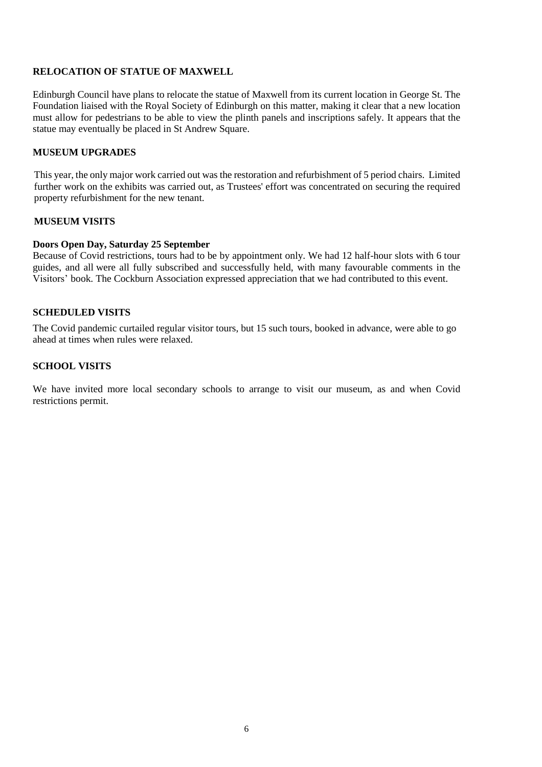## RELOCATION OF STATUE OF MAXWELL

Edinburgh Council have plans to relocate the statue of Maxwell from its current location in George St. The Foundation liaised with the Royal Society of Edinburgh on this matter, making it clear that a new location must allow for pedestrians to be able to view the plinth panels and inscriptions safely. It appears that the statue may eventually be placed in St Andrew Square.

## MUSEUM UPGRADES

This year, the only major work carried out was the restoration and refurbishment of 5 period chairs. Limited further work on the exhibits was carried out, as Trustees' effort was concentrated on securing the required property refurbishment for the new tenant.

## MUSEUM VISITS

### Doors Open Day, Saturday 25 September

Because of Covid restrictions, tours had to be by appointment only. We had 12 half-hour slots with 6 tour guides, and all were all fully subscribed and successfully held, with many favourable comments in the Visitors' book. The Cockburn Association expressed appreciation that we had contributed to this event.

## SCHEDULED VISITS

The Covid pandemic curtailed regular visitor tours, but 15 such tours, booked in advance, were able to go ahead at times when rules were relaxed.

## SCHOOL VISITS

We have invited more local secondary schools to arrange to visit our museum, as and when Covid restrictions permit.